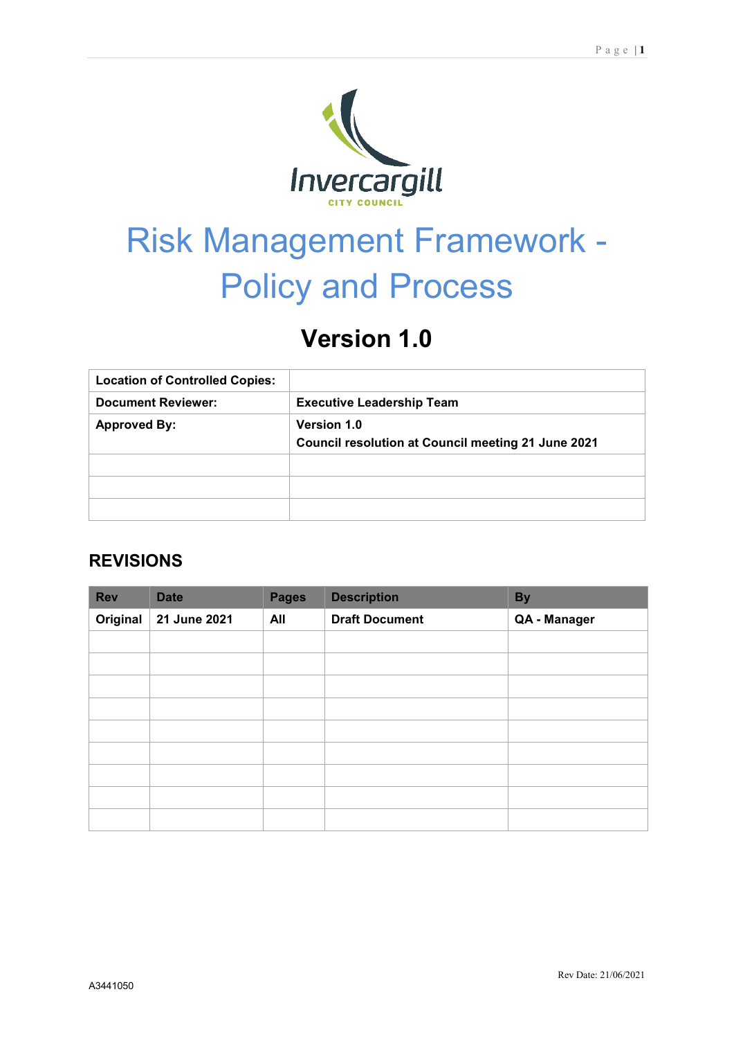Invercargill
CITY COUNCIL

# Risk Management Framework - Policy and Process

## Version 1.0

| **Location of Controlled Copies:** | |
|---|---|
| **Document Reviewer:** | **Executive Leadership Team** |
| **Approved By:** | **Version 1.0**<br>**Council resolution at Council meeting 21 June 2021** |
| | |
| | |
| | |

## REVISIONS

| Rev | Date | Pages | Description | By |
|---|---|---|---|---|
| **Original** | **21 June 2021** | **All** | **Draft Document** | **QA - Manager** |
| | | | | |
| | | | | |
| | | | | |
| | | | | |
| | | | | |
| | | | | |
| | | | | |
| | | | | |
| | | | | |

A3441050

Rev Date: 21/06/2021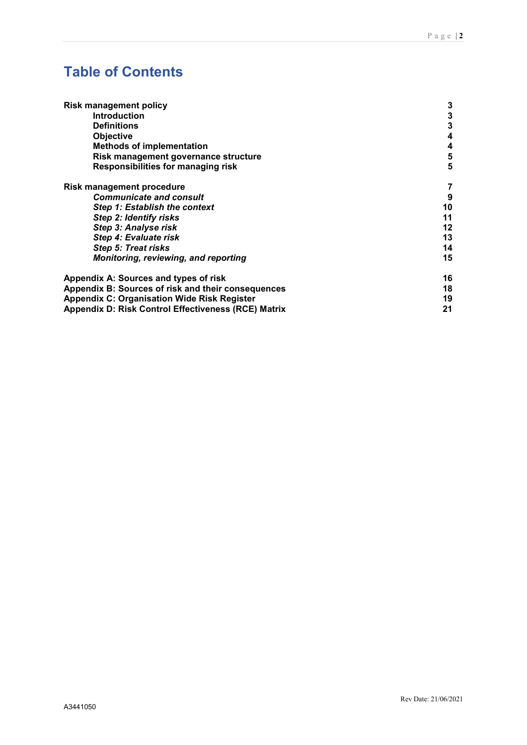# Table of Contents

| | |
|---|---|
| **Risk management policy** | **3** |
| **Introduction** | **3** |
| **Definitions** | **3** |
| **Objective** | **4** |
| **Methods of implementation** | **4** |
| **Risk management governance structure** | **5** |
| **Responsibilities for managing risk** | **5** |
| **Risk management procedure** | **7** |
| ***Communicate and consult*** | **9** |
| ***Step 1: Establish the context*** | **10** |
| ***Step 2: Identify risks*** | **11** |
| ***Step 3: Analyse risk*** | **12** |
| ***Step 4: Evaluate risk*** | **13** |
| ***Step 5: Treat risks*** | **14** |
| ***Monitoring, reviewing, and reporting*** | **15** |
| **Appendix A: Sources and types of risk** | **16** |
| **Appendix B: Sources of risk and their consequences** | **18** |
| **Appendix C: Organisation Wide Risk Register** | **19** |
| **Appendix D: Risk Control Effectiveness (RCE) Matrix** | **21** |

Rev Date: 21/06/2021

A3441050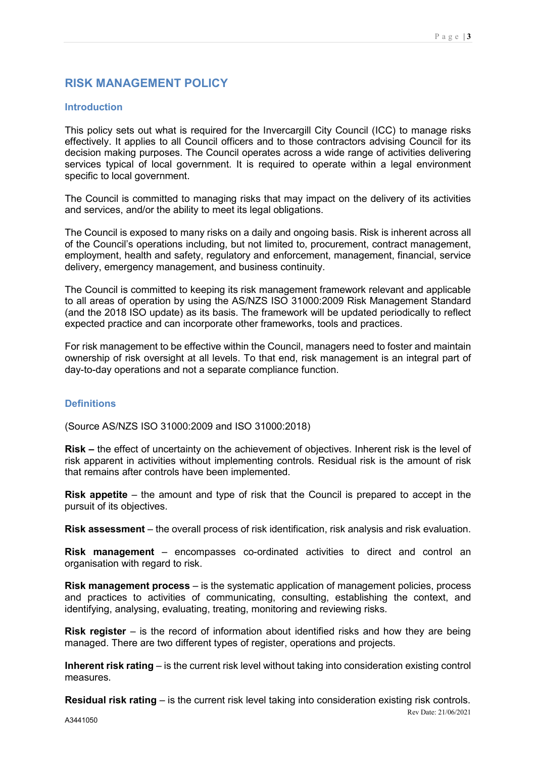# RISK MANAGEMENT POLICY

## Introduction

This policy sets out what is required for the Invercargill City Council (ICC) to manage risks effectively. It applies to all Council officers and to those contractors advising Council for its decision making purposes. The Council operates across a wide range of activities delivering services typical of local government. It is required to operate within a legal environment specific to local government.

The Council is committed to managing risks that may impact on the delivery of its activities and services, and/or the ability to meet its legal obligations.

The Council is exposed to many risks on a daily and ongoing basis. Risk is inherent across all of the Council's operations including, but not limited to, procurement, contract management, employment, health and safety, regulatory and enforcement, management, financial, service delivery, emergency management, and business continuity.

The Council is committed to keeping its risk management framework relevant and applicable to all areas of operation by using the AS/NZS ISO 31000:2009 Risk Management Standard (and the 2018 ISO update) as its basis. The framework will be updated periodically to reflect expected practice and can incorporate other frameworks, tools and practices.

For risk management to be effective within the Council, managers need to foster and maintain ownership of risk oversight at all levels. To that end, risk management is an integral part of day-to-day operations and not a separate compliance function.

## Definitions

(Source AS/NZS ISO 31000:2009 and ISO 31000:2018)

**Risk –** the effect of uncertainty on the achievement of objectives. Inherent risk is the level of risk apparent in activities without implementing controls. Residual risk is the amount of risk that remains after controls have been implemented.

**Risk appetite** – the amount and type of risk that the Council is prepared to accept in the pursuit of its objectives.

**Risk assessment** – the overall process of risk identification, risk analysis and risk evaluation.

**Risk management** – encompasses co-ordinated activities to direct and control an organisation with regard to risk.

**Risk management process** – is the systematic application of management policies, process and practices to activities of communicating, consulting, establishing the context, and identifying, analysing, evaluating, treating, monitoring and reviewing risks.

**Risk register** – is the record of information about identified risks and how they are being managed. There are two different types of register, operations and projects.

**Inherent risk rating** – is the current risk level without taking into consideration existing control measures.

**Residual risk rating** – is the current risk level taking into consideration existing risk controls.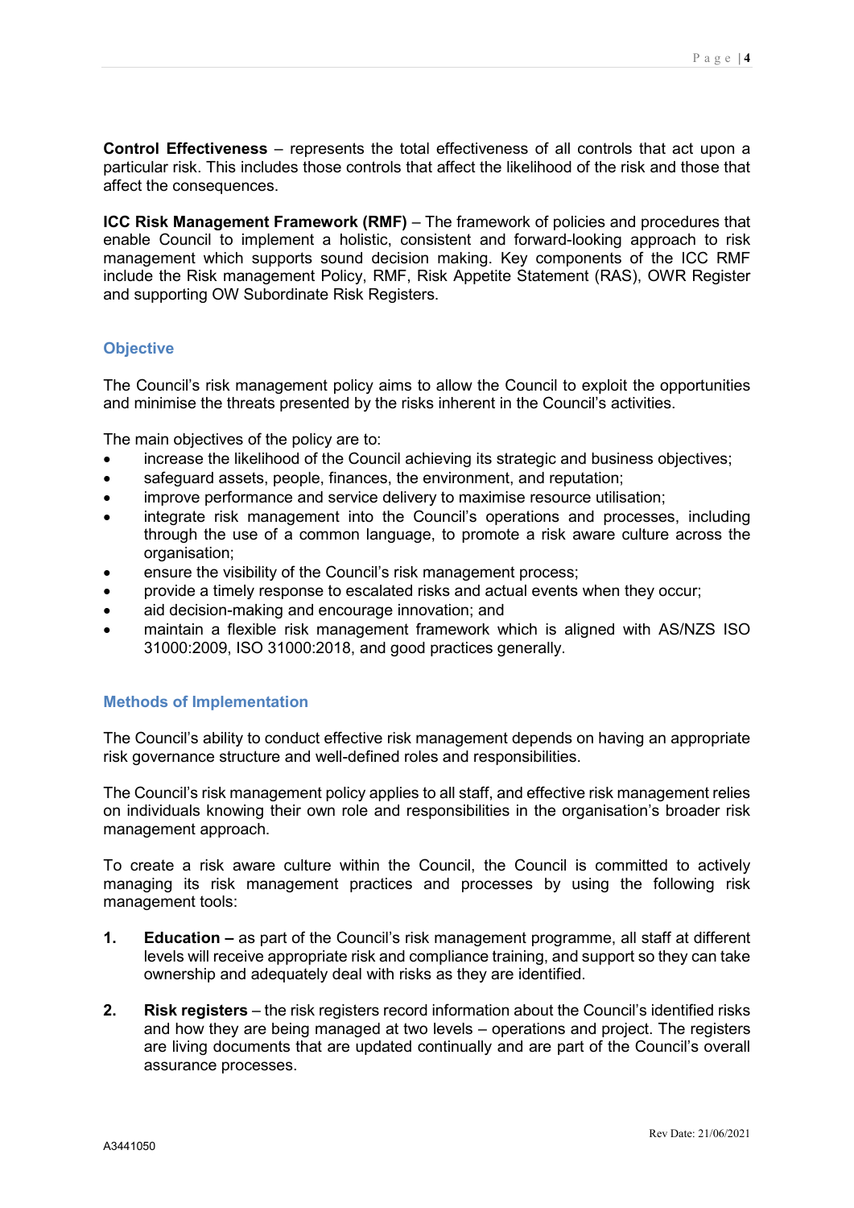**Control Effectiveness** – represents the total effectiveness of all controls that act upon a particular risk. This includes those controls that affect the likelihood of the risk and those that affect the consequences.

**ICC Risk Management Framework (RMF)** – The framework of policies and procedures that enable Council to implement a holistic, consistent and forward-looking approach to risk management which supports sound decision making. Key components of the ICC RMF include the Risk management Policy, RMF, Risk Appetite Statement (RAS), OWR Register and supporting OW Subordinate Risk Registers.

## Objective

The Council's risk management policy aims to allow the Council to exploit the opportunities and minimise the threats presented by the risks inherent in the Council's activities.

The main objectives of the policy are to:

- increase the likelihood of the Council achieving its strategic and business objectives;
- safeguard assets, people, finances, the environment, and reputation;
- improve performance and service delivery to maximise resource utilisation;
- integrate risk management into the Council's operations and processes, including through the use of a common language, to promote a risk aware culture across the organisation;
- ensure the visibility of the Council's risk management process;
- provide a timely response to escalated risks and actual events when they occur;
- aid decision-making and encourage innovation; and
- maintain a flexible risk management framework which is aligned with AS/NZS ISO 31000:2009, ISO 31000:2018, and good practices generally.

## Methods of Implementation

The Council's ability to conduct effective risk management depends on having an appropriate risk governance structure and well-defined roles and responsibilities.

The Council's risk management policy applies to all staff, and effective risk management relies on individuals knowing their own role and responsibilities in the organisation's broader risk management approach.

To create a risk aware culture within the Council, the Council is committed to actively managing its risk management practices and processes by using the following risk management tools:

1. **Education –** as part of the Council's risk management programme, all staff at different levels will receive appropriate risk and compliance training, and support so they can take ownership and adequately deal with risks as they are identified.

2. **Risk registers** – the risk registers record information about the Council's identified risks and how they are being managed at two levels – operations and project. The registers are living documents that are updated continually and are part of the Council's overall assurance processes.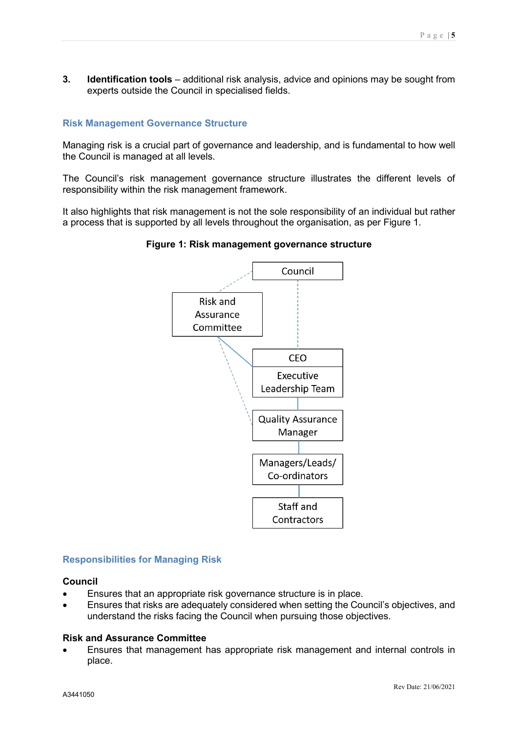3. **Identification tools** – additional risk analysis, advice and opinions may be sought from experts outside the Council in specialised fields.

## Risk Management Governance Structure

Managing risk is a crucial part of governance and leadership, and is fundamental to how well the Council is managed at all levels.

The Council's risk management governance structure illustrates the different levels of responsibility within the risk management framework.

It also highlights that risk management is not the sole responsibility of an individual but rather a process that is supported by all levels throughout the organisation, as per Figure 1.

**Figure 1: Risk management governance structure**

Council

Risk and Assurance Committee

CEO

Executive Leadership Team

Quality Assurance Manager

Managers/Leads/ Co-ordinators

Staff and Contractors

## Responsibilities for Managing Risk

### Council

- Ensures that an appropriate risk governance structure is in place.
- Ensures that risks are adequately considered when setting the Council's objectives, and understand the risks facing the Council when pursuing those objectives.

### Risk and Assurance Committee

- Ensures that management has appropriate risk management and internal controls in place.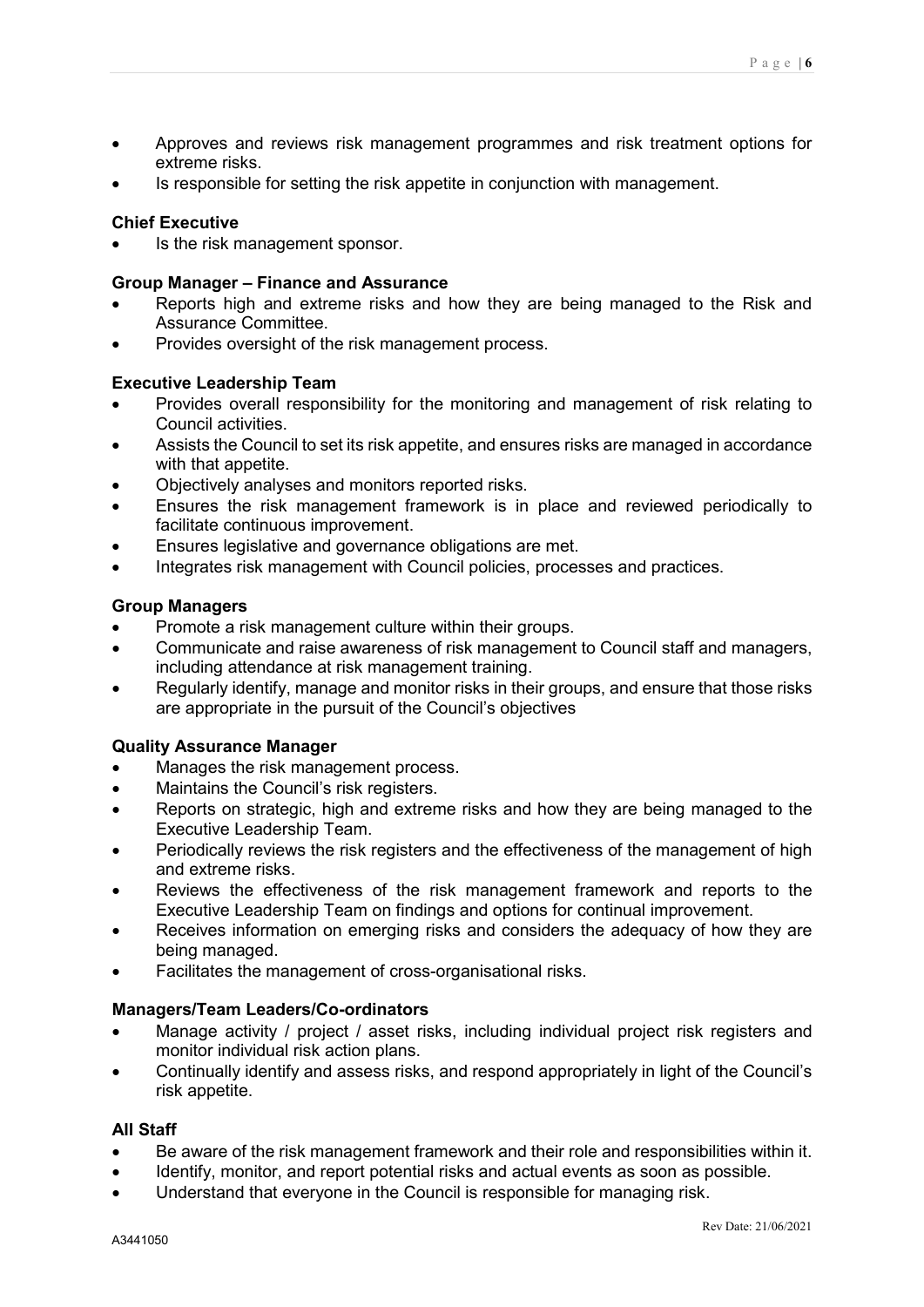- Approves and reviews risk management programmes and risk treatment options for extreme risks.
- Is responsible for setting the risk appetite in conjunction with management.

**Chief Executive**

- Is the risk management sponsor.

**Group Manager – Finance and Assurance**

- Reports high and extreme risks and how they are being managed to the Risk and Assurance Committee.
- Provides oversight of the risk management process.

**Executive Leadership Team**

- Provides overall responsibility for the monitoring and management of risk relating to Council activities.
- Assists the Council to set its risk appetite, and ensures risks are managed in accordance with that appetite.
- Objectively analyses and monitors reported risks.
- Ensures the risk management framework is in place and reviewed periodically to facilitate continuous improvement.
- Ensures legislative and governance obligations are met.
- Integrates risk management with Council policies, processes and practices.

**Group Managers**

- Promote a risk management culture within their groups.
- Communicate and raise awareness of risk management to Council staff and managers, including attendance at risk management training.
- Regularly identify, manage and monitor risks in their groups, and ensure that those risks are appropriate in the pursuit of the Council's objectives

**Quality Assurance Manager**

- Manages the risk management process.
- Maintains the Council's risk registers.
- Reports on strategic, high and extreme risks and how they are being managed to the Executive Leadership Team.
- Periodically reviews the risk registers and the effectiveness of the management of high and extreme risks.
- Reviews the effectiveness of the risk management framework and reports to the Executive Leadership Team on findings and options for continual improvement.
- Receives information on emerging risks and considers the adequacy of how they are being managed.
- Facilitates the management of cross-organisational risks.

**Managers/Team Leaders/Co-ordinators**

- Manage activity / project / asset risks, including individual project risk registers and monitor individual risk action plans.
- Continually identify and assess risks, and respond appropriately in light of the Council's risk appetite.

**All Staff**

- Be aware of the risk management framework and their role and responsibilities within it.
- Identify, monitor, and report potential risks and actual events as soon as possible.
- Understand that everyone in the Council is responsible for managing risk.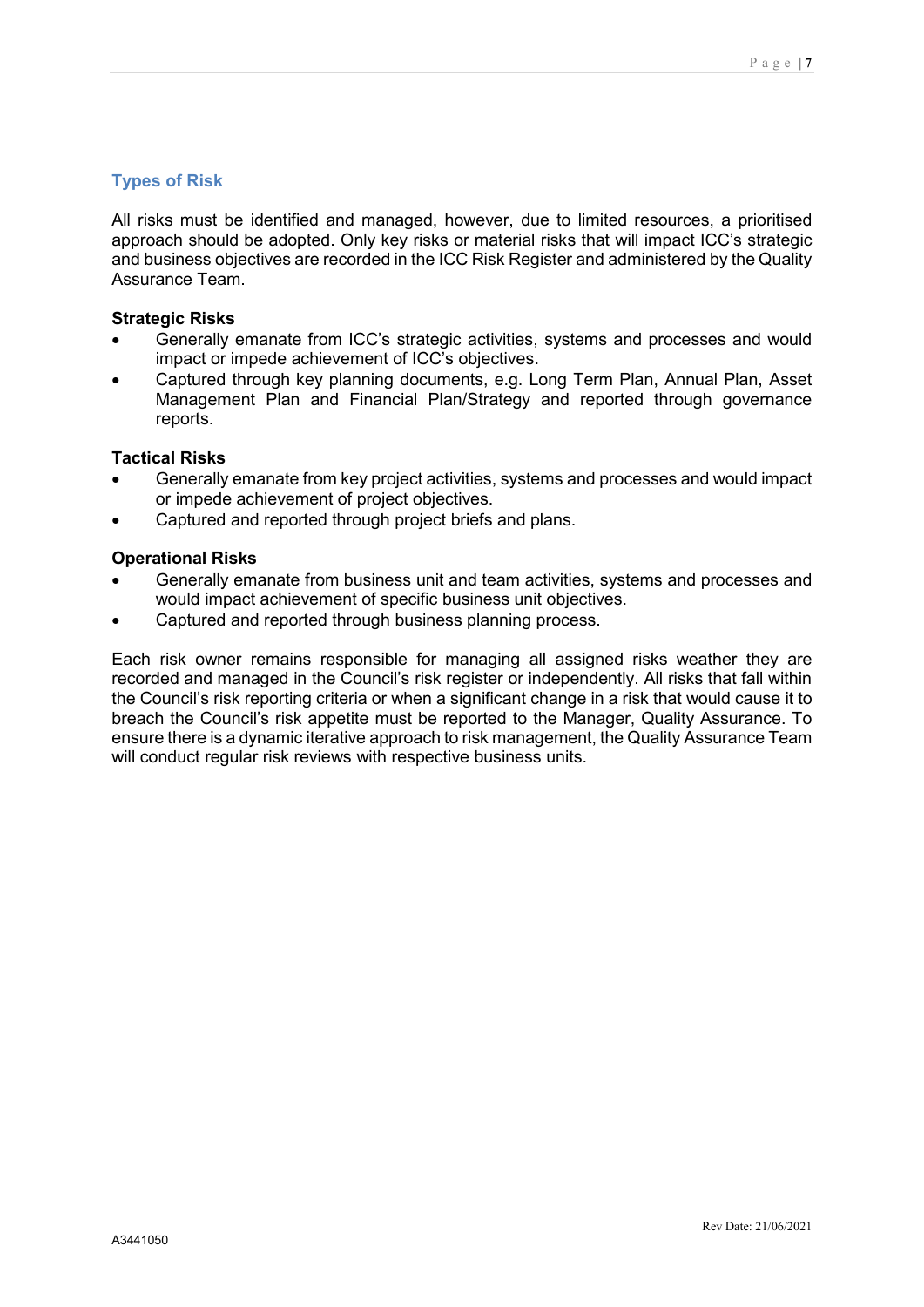## Types of Risk

All risks must be identified and managed, however, due to limited resources, a prioritised approach should be adopted. Only key risks or material risks that will impact ICC's strategic and business objectives are recorded in the ICC Risk Register and administered by the Quality Assurance Team.

**Strategic Risks**

- Generally emanate from ICC's strategic activities, systems and processes and would impact or impede achievement of ICC's objectives.
- Captured through key planning documents, e.g. Long Term Plan, Annual Plan, Asset Management Plan and Financial Plan/Strategy and reported through governance reports.

**Tactical Risks**

- Generally emanate from key project activities, systems and processes and would impact or impede achievement of project objectives.
- Captured and reported through project briefs and plans.

**Operational Risks**

- Generally emanate from business unit and team activities, systems and processes and would impact achievement of specific business unit objectives.
- Captured and reported through business planning process.

Each risk owner remains responsible for managing all assigned risks weather they are recorded and managed in the Council's risk register or independently. All risks that fall within the Council's risk reporting criteria or when a significant change in a risk that would cause it to breach the Council's risk appetite must be reported to the Manager, Quality Assurance. To ensure there is a dynamic iterative approach to risk management, the Quality Assurance Team will conduct regular risk reviews with respective business units.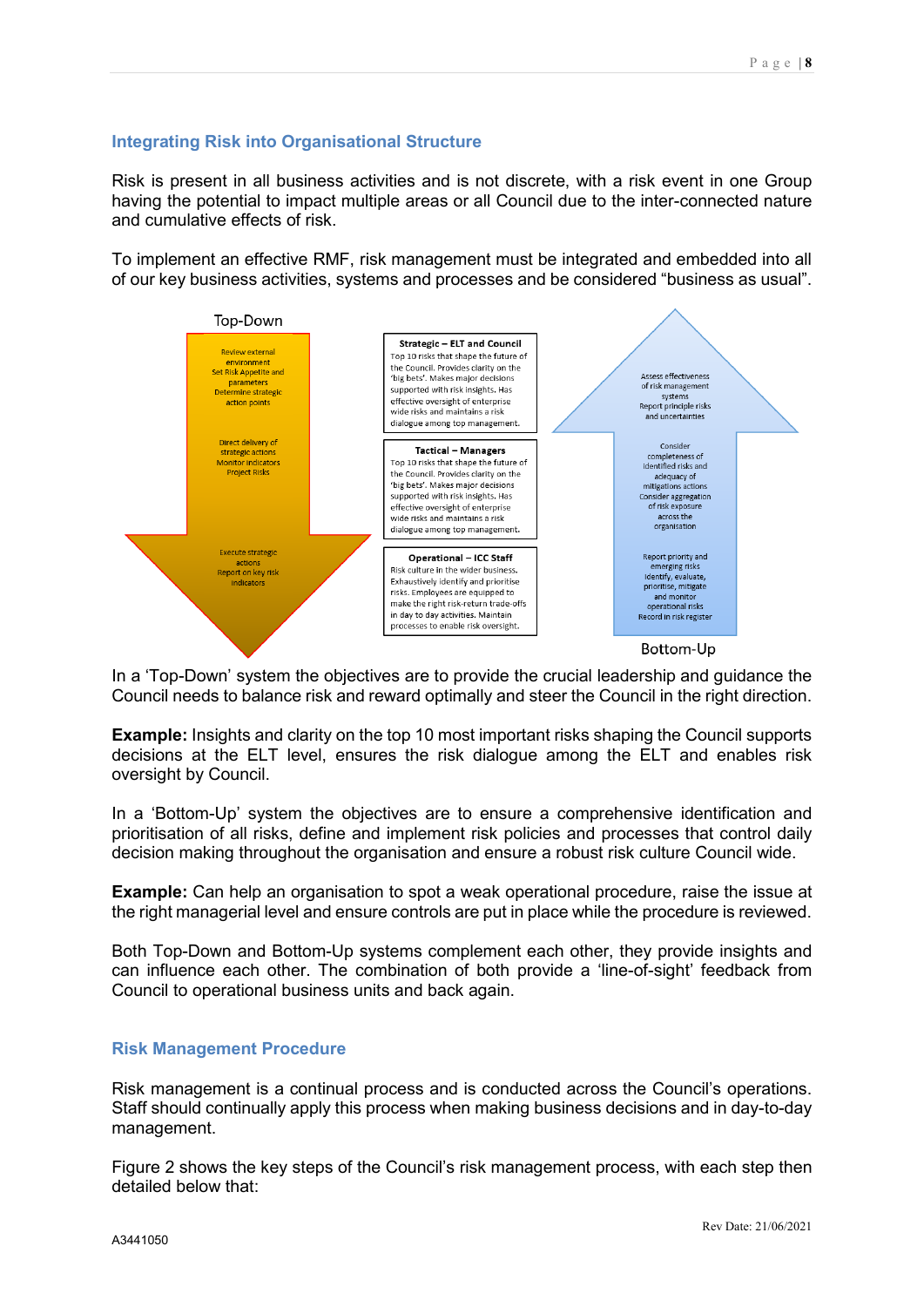## Integrating Risk into Organisational Structure

Risk is present in all business activities and is not discrete, with a risk event in one Group having the potential to impact multiple areas or all Council due to the inter-connected nature and cumulative effects of risk.

To implement an effective RMF, risk management must be integrated and embedded into all of our key business activities, systems and processes and be considered "business as usual".

Top-Down

Review external environment
Set Risk Appetite and parameters
Determine strategic action points

Direct delivery of strategic actions
Monitor indicators
Project Risks

Execute strategic actions
Report on key risk indicators

**Strategic – ELT and Council**
Top 10 risks that shape the future of the Council. Provides clarity on the 'big bets'. Makes major decisions supported with risk insights. Has effective oversight of enterprise wide risks and maintains a risk dialogue among top management.

**Tactical – Managers**
Top 10 risks that shape the future of the Council. Provides clarity on the 'big bets'. Makes major decisions supported with risk insights. Has effective oversight of enterprise wide risks and maintains a risk dialogue among top management.

**Operational – ICC Staff**
Risk culture in the wider business. Exhaustively identify and prioritise risks. Employees are equipped to make the right risk-return trade-offs in day to day activities. Maintain processes to enable risk oversight.

Assess effectiveness of risk management systems
Report principle risks and uncertainties

Consider completeness of identified risks and adequacy of mitigations actions
Consider aggregation of risk exposure across the organisation

Report priority and emerging risks
Identify, evaluate, prioritise, mitigate and monitor operational risks
Record in risk register

Bottom-Up

In a 'Top-Down' system the objectives are to provide the crucial leadership and guidance the Council needs to balance risk and reward optimally and steer the Council in the right direction.

**Example:** Insights and clarity on the top 10 most important risks shaping the Council supports decisions at the ELT level, ensures the risk dialogue among the ELT and enables risk oversight by Council.

In a 'Bottom-Up' system the objectives are to ensure a comprehensive identification and prioritisation of all risks, define and implement risk policies and processes that control daily decision making throughout the organisation and ensure a robust risk culture Council wide.

**Example:** Can help an organisation to spot a weak operational procedure, raise the issue at the right managerial level and ensure controls are put in place while the procedure is reviewed.

Both Top-Down and Bottom-Up systems complement each other, they provide insights and can influence each other. The combination of both provide a 'line-of-sight' feedback from Council to operational business units and back again.

## Risk Management Procedure

Risk management is a continual process and is conducted across the Council's operations. Staff should continually apply this process when making business decisions and in day-to-day management.

Figure 2 shows the key steps of the Council's risk management process, with each step then detailed below that: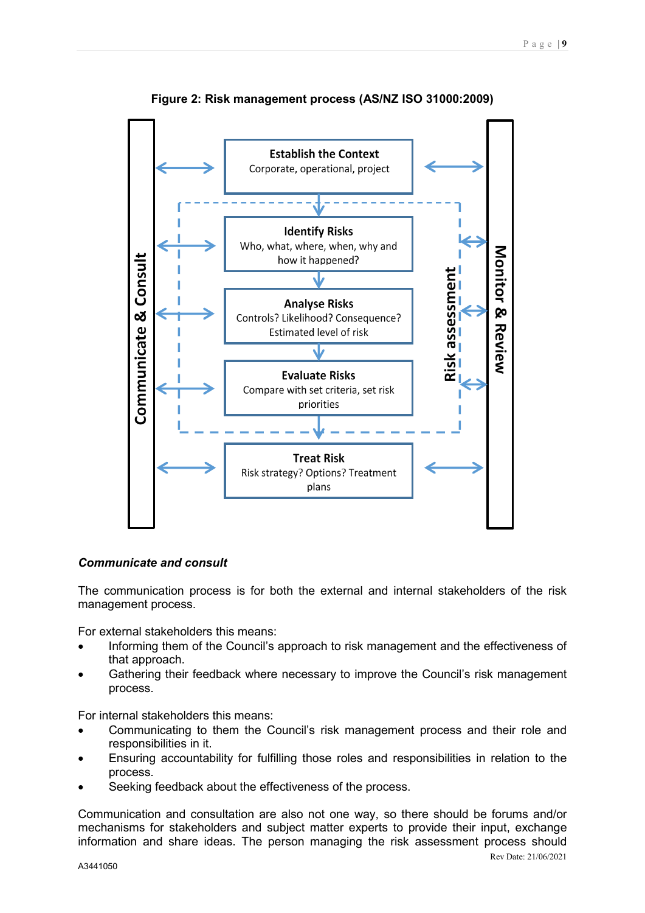**Figure 2: Risk management process (AS/NZ ISO 31000:2009)**

- **Communicate & Consult** (left side, two-way arrows to each step)
- **Establish the Context** – Corporate, operational, project
- **Risk assessment**
  - **Identify Risks** – Who, what, where, when, why and how it happened?
  - **Analyse Risks** – Controls? Likelihood? Consequence? Estimated level of risk
  - **Evaluate Risks** – Compare with set criteria, set risk priorities
- **Treat Risk** – Risk strategy? Options? Treatment plans
- **Monitor & Review** (right side, two-way arrows to each step)

***Communicate and consult***

The communication process is for both the external and internal stakeholders of the risk management process.

For external stakeholders this means:

- Informing them of the Council's approach to risk management and the effectiveness of that approach.
- Gathering their feedback where necessary to improve the Council's risk management process.

For internal stakeholders this means:

- Communicating to them the Council's risk management process and their role and responsibilities in it.
- Ensuring accountability for fulfilling those roles and responsibilities in relation to the process.
- Seeking feedback about the effectiveness of the process.

Communication and consultation are also not one way, so there should be forums and/or mechanisms for stakeholders and subject matter experts to provide their input, exchange information and share ideas. The person managing the risk assessment process should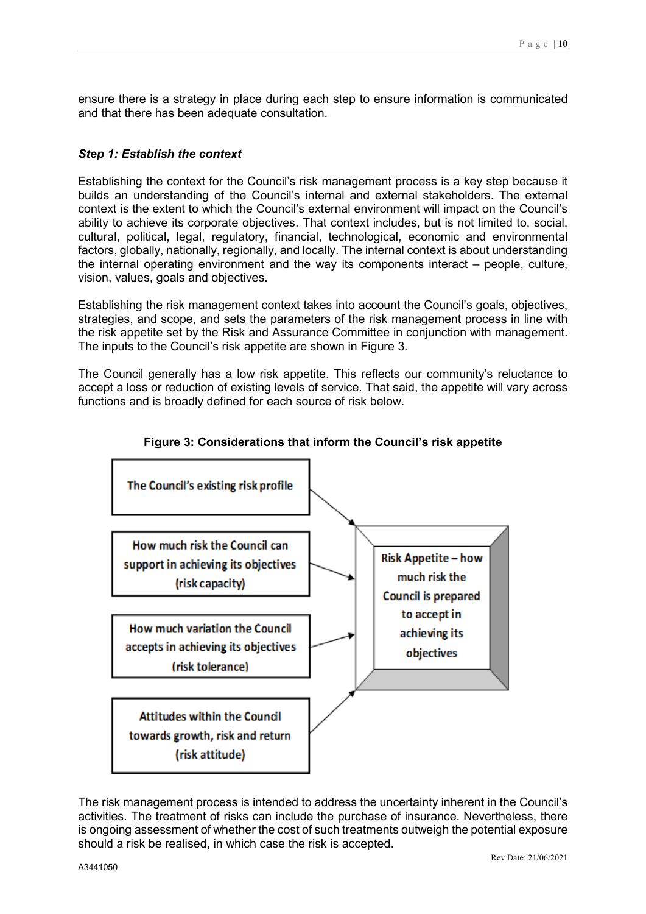ensure there is a strategy in place during each step to ensure information is communicated and that there has been adequate consultation.

***Step 1: Establish the context***

Establishing the context for the Council's risk management process is a key step because it builds an understanding of the Council's internal and external stakeholders. The external context is the extent to which the Council's external environment will impact on the Council's ability to achieve its corporate objectives. That context includes, but is not limited to, social, cultural, political, legal, regulatory, financial, technological, economic and environmental factors, globally, nationally, regionally, and locally. The internal context is about understanding the internal operating environment and the way its components interact – people, culture, vision, values, goals and objectives.

Establishing the risk management context takes into account the Council's goals, objectives, strategies, and scope, and sets the parameters of the risk management process in line with the risk appetite set by the Risk and Assurance Committee in conjunction with management. The inputs to the Council's risk appetite are shown in Figure 3.

The Council generally has a low risk appetite. This reflects our community's reluctance to accept a loss or reduction of existing levels of service. That said, the appetite will vary across functions and is broadly defined for each source of risk below.

**Figure 3: Considerations that inform the Council's risk appetite**

- The Council's existing risk profile
- How much risk the Council can support in achieving its objectives (risk capacity)
- How much variation the Council accepts in achieving its objectives (risk tolerance)
- Attitudes within the Council towards growth, risk and return (risk attitude)

→ Risk Appetite – how much risk the Council is prepared to accept in achieving its objectives

The risk management process is intended to address the uncertainty inherent in the Council's activities. The treatment of risks can include the purchase of insurance. Nevertheless, there is ongoing assessment of whether the cost of such treatments outweigh the potential exposure should a risk be realised, in which case the risk is accepted.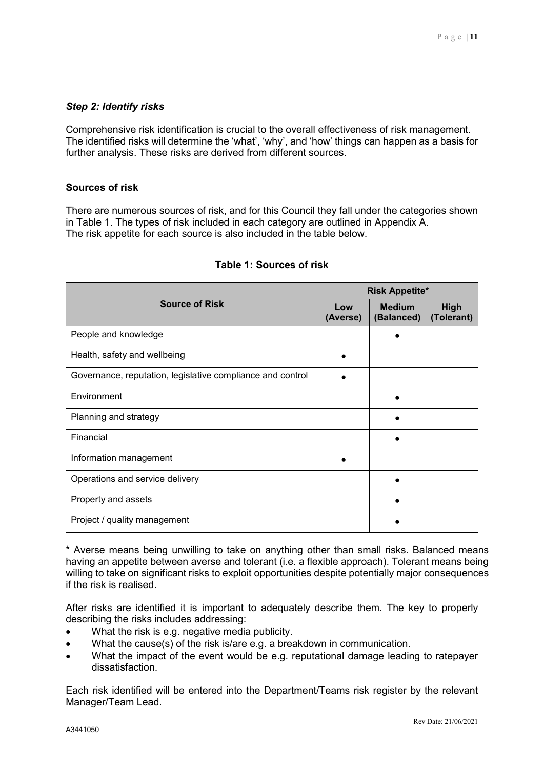### *Step 2: Identify risks*

Comprehensive risk identification is crucial to the overall effectiveness of risk management. The identified risks will determine the 'what', 'why', and 'how' things can happen as a basis for further analysis. These risks are derived from different sources.

#### Sources of risk

There are numerous sources of risk, and for this Council they fall under the categories shown in Table 1. The types of risk included in each category are outlined in Appendix A.
The risk appetite for each source is also included in the table below.

**Table 1: Sources of risk**

| Source of Risk | Risk Appetite* | | |
|---|---|---|---|
| | Low (Averse) | Medium (Balanced) | High (Tolerant) |
| People and knowledge | | • | |
| Health, safety and wellbeing | • | | |
| Governance, reputation, legislative compliance and control | • | | |
| Environment | | • | |
| Planning and strategy | | • | |
| Financial | | • | |
| Information management | • | | |
| Operations and service delivery | | • | |
| Property and assets | | • | |
| Project / quality management | | • | |

\* Averse means being unwilling to take on anything other than small risks. Balanced means having an appetite between averse and tolerant (i.e. a flexible approach). Tolerant means being willing to take on significant risks to exploit opportunities despite potentially major consequences if the risk is realised.

After risks are identified it is important to adequately describe them. The key to properly describing the risks includes addressing:

- What the risk is e.g. negative media publicity.
- What the cause(s) of the risk is/are e.g. a breakdown in communication.
- What the impact of the event would be e.g. reputational damage leading to ratepayer dissatisfaction.

Each risk identified will be entered into the Department/Teams risk register by the relevant Manager/Team Lead.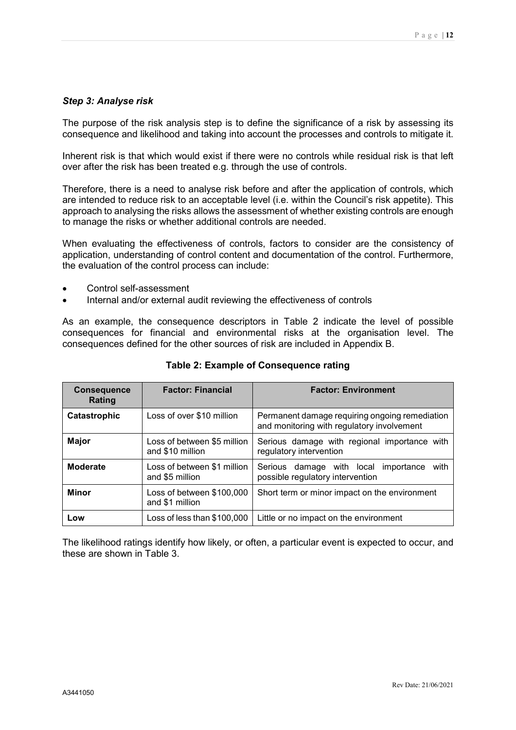### *Step 3: Analyse risk*

The purpose of the risk analysis step is to define the significance of a risk by assessing its consequence and likelihood and taking into account the processes and controls to mitigate it.

Inherent risk is that which would exist if there were no controls while residual risk is that left over after the risk has been treated e.g. through the use of controls.

Therefore, there is a need to analyse risk before and after the application of controls, which are intended to reduce risk to an acceptable level (i.e. within the Council's risk appetite). This approach to analysing the risks allows the assessment of whether existing controls are enough to manage the risks or whether additional controls are needed.

When evaluating the effectiveness of controls, factors to consider are the consistency of application, understanding of control content and documentation of the control. Furthermore, the evaluation of the control process can include:

- Control self-assessment
- Internal and/or external audit reviewing the effectiveness of controls

As an example, the consequence descriptors in Table 2 indicate the level of possible consequences for financial and environmental risks at the organisation level. The consequences defined for the other sources of risk are included in Appendix B.

**Table 2: Example of Consequence rating**

| Consequence Rating | Factor: Financial | Factor: Environment |
|---|---|---|
| **Catastrophic** | Loss of over $10 million | Permanent damage requiring ongoing remediation and monitoring with regulatory involvement |
| **Major** | Loss of between $5 million and $10 million | Serious damage with regional importance with regulatory intervention |
| **Moderate** | Loss of between $1 million and $5 million | Serious damage with local importance with possible regulatory intervention |
| **Minor** | Loss of between $100,000 and $1 million | Short term or minor impact on the environment |
| **Low** | Loss of less than $100,000 | Little or no impact on the environment |

The likelihood ratings identify how likely, or often, a particular event is expected to occur, and these are shown in Table 3.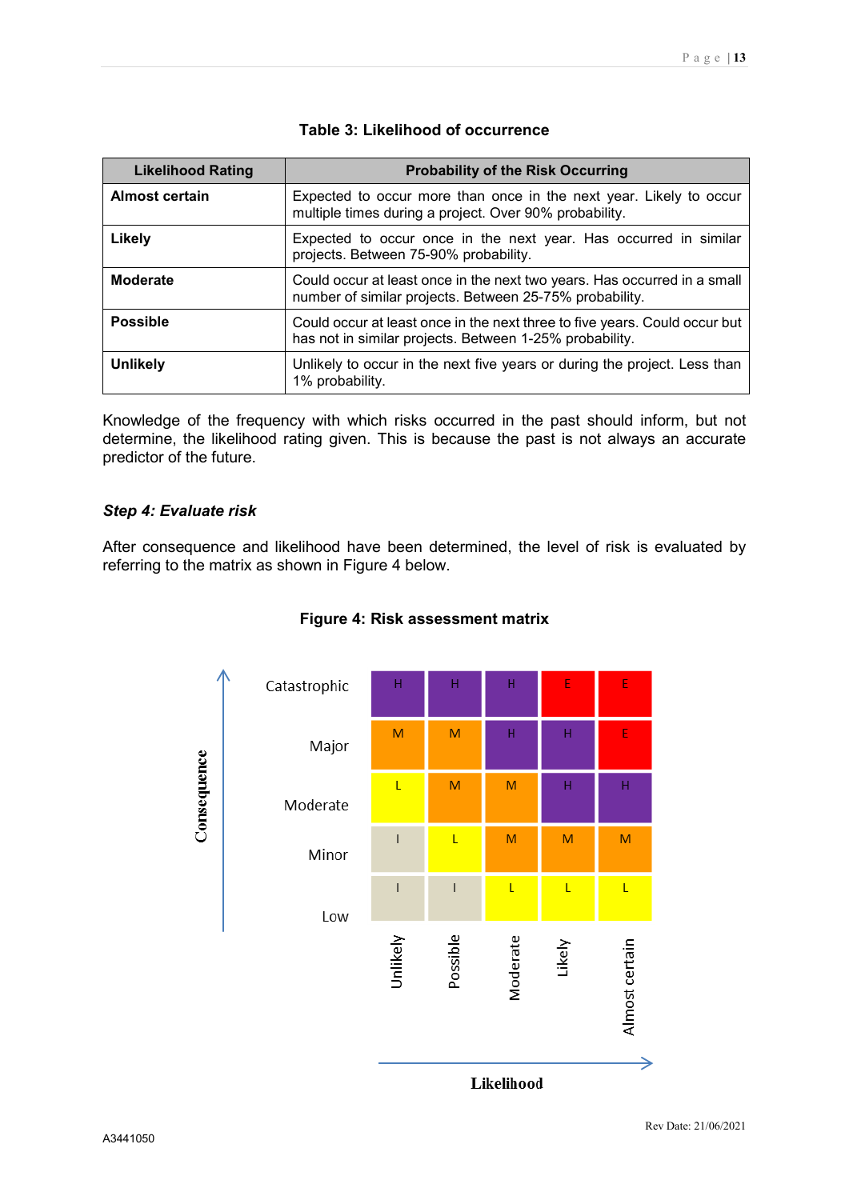**Table 3: Likelihood of occurrence**

| Likelihood Rating | Probability of the Risk Occurring |
|---|---|
| **Almost certain** | Expected to occur more than once in the next year. Likely to occur multiple times during a project. Over 90% probability. |
| **Likely** | Expected to occur once in the next year. Has occurred in similar projects. Between 75-90% probability. |
| **Moderate** | Could occur at least once in the next two years. Has occurred in a small number of similar projects. Between 25-75% probability. |
| **Possible** | Could occur at least once in the next three to five years. Could occur but has not in similar projects. Between 1-25% probability. |
| **Unlikely** | Unlikely to occur in the next five years or during the project. Less than 1% probability. |

Knowledge of the frequency with which risks occurred in the past should inform, but not determine, the likelihood rating given. This is because the past is not always an accurate predictor of the future.

### *Step 4: Evaluate risk*

After consequence and likelihood have been determined, the level of risk is evaluated by referring to the matrix as shown in Figure 4 below.

**Figure 4: Risk assessment matrix**

| Consequence \ Likelihood | Unlikely | Possible | Moderate | Likely | Almost certain |
|---|---|---|---|---|---|
| Catastrophic | H | H | H | E | E |
| Major | M | M | H | H | E |
| Moderate | L | M | M | H | H |
| Minor | I | L | M | M | M |
| Low | I | I | L | L | L |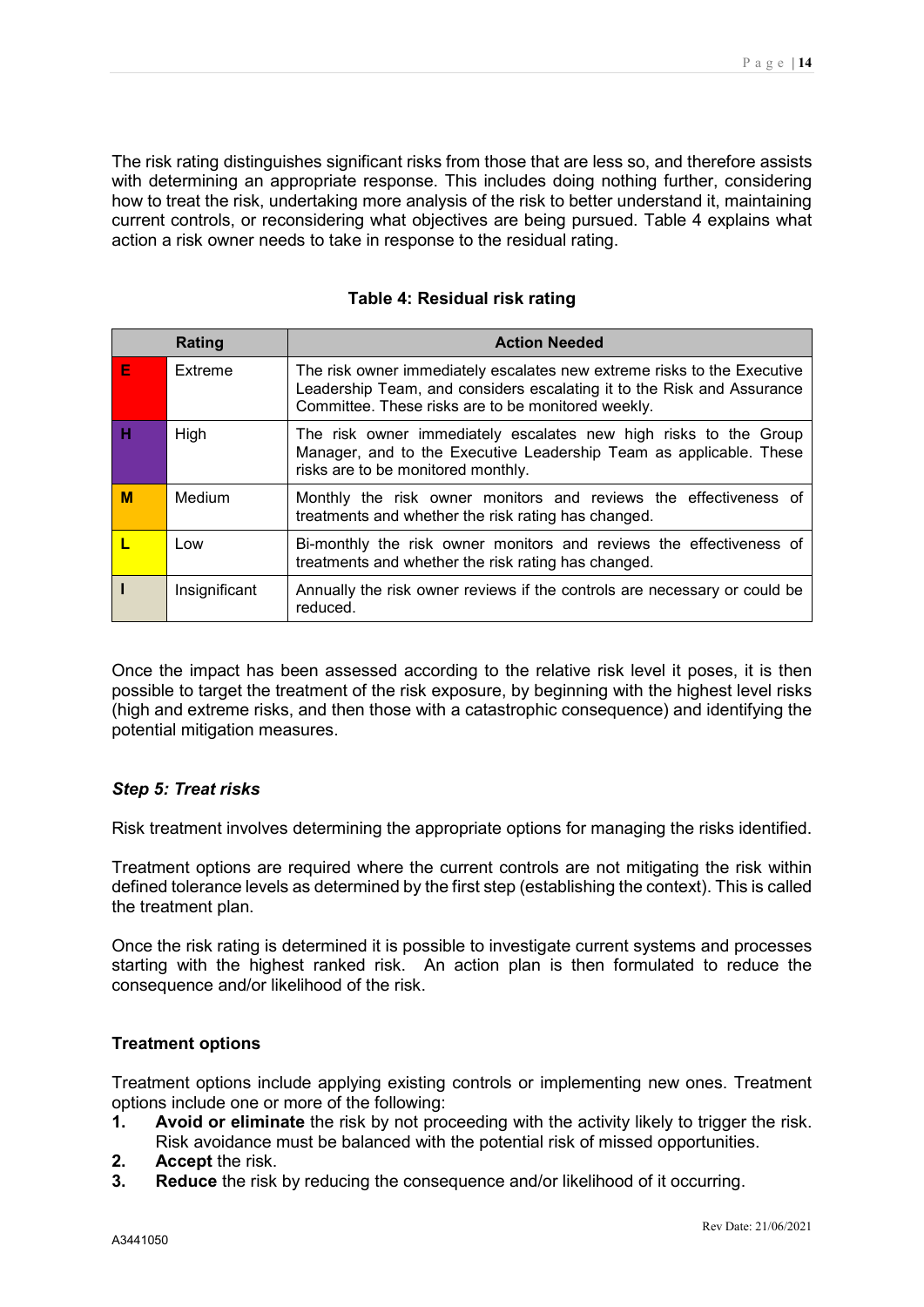The risk rating distinguishes significant risks from those that are less so, and therefore assists with determining an appropriate response. This includes doing nothing further, considering how to treat the risk, undertaking more analysis of the risk to better understand it, maintaining current controls, or reconsidering what objectives are being pursued. Table 4 explains what action a risk owner needs to take in response to the residual rating.

**Table 4: Residual risk rating**

| Rating | | Action Needed |
|---|---|---|
| E | Extreme | The risk owner immediately escalates new extreme risks to the Executive Leadership Team, and considers escalating it to the Risk and Assurance Committee. These risks are to be monitored weekly. |
| H | High | The risk owner immediately escalates new high risks to the Group Manager, and to the Executive Leadership Team as applicable. These risks are to be monitored monthly. |
| M | Medium | Monthly the risk owner monitors and reviews the effectiveness of treatments and whether the risk rating has changed. |
| L | Low | Bi-monthly the risk owner monitors and reviews the effectiveness of treatments and whether the risk rating has changed. |
| I | Insignificant | Annually the risk owner reviews if the controls are necessary or could be reduced. |

Once the impact has been assessed according to the relative risk level it poses, it is then possible to target the treatment of the risk exposure, by beginning with the highest level risks (high and extreme risks, and then those with a catastrophic consequence) and identifying the potential mitigation measures.

***Step 5: Treat risks***

Risk treatment involves determining the appropriate options for managing the risks identified.

Treatment options are required where the current controls are not mitigating the risk within defined tolerance levels as determined by the first step (establishing the context). This is called the treatment plan.

Once the risk rating is determined it is possible to investigate current systems and processes starting with the highest ranked risk. An action plan is then formulated to reduce the consequence and/or likelihood of the risk.

**Treatment options**

Treatment options include applying existing controls or implementing new ones. Treatment options include one or more of the following:

1. **Avoid or eliminate** the risk by not proceeding with the activity likely to trigger the risk. Risk avoidance must be balanced with the potential risk of missed opportunities.
2. **Accept** the risk.
3. **Reduce** the risk by reducing the consequence and/or likelihood of it occurring.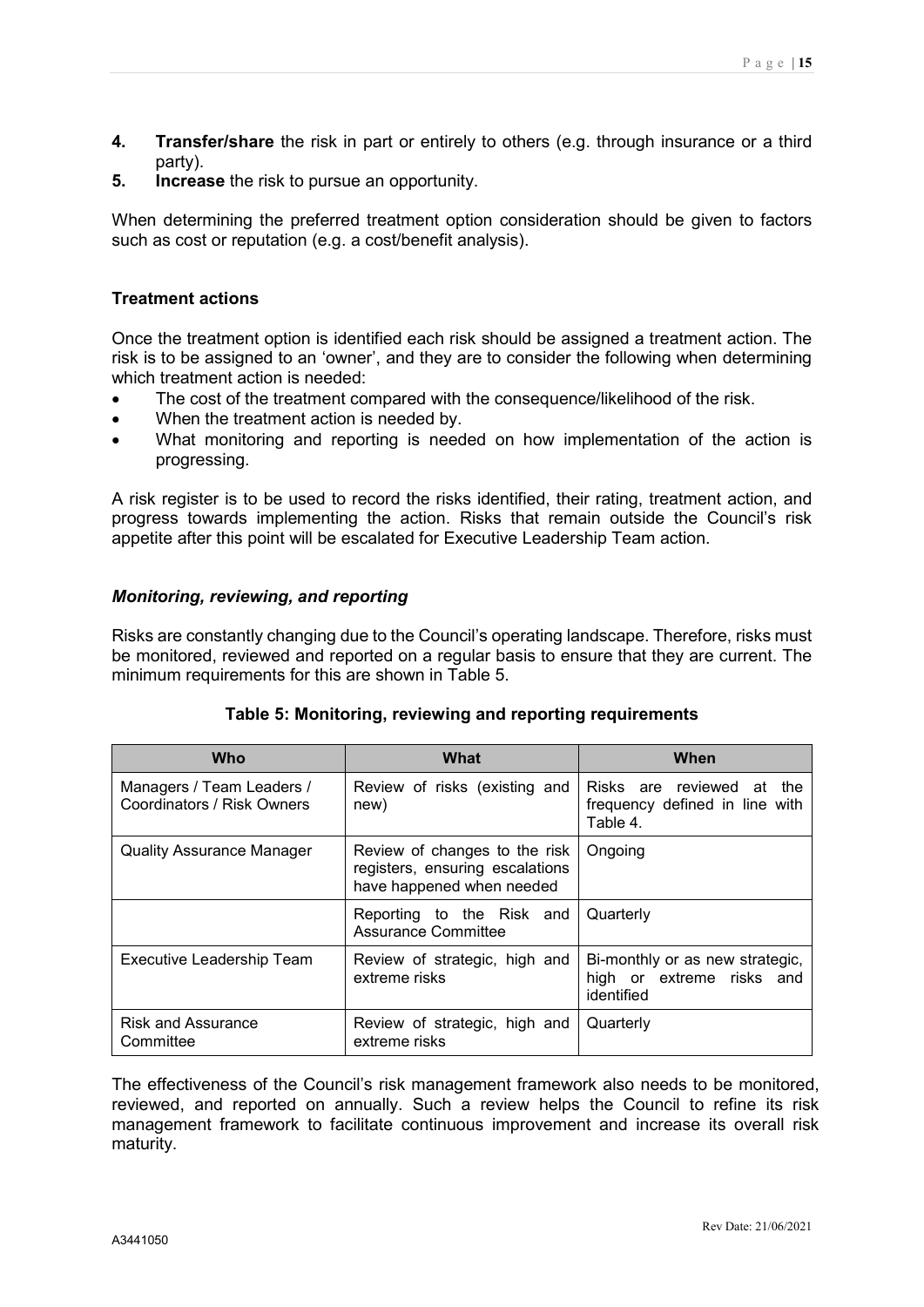4. **Transfer/share** the risk in part or entirely to others (e.g. through insurance or a third party).
5. **Increase** the risk to pursue an opportunity.

When determining the preferred treatment option consideration should be given to factors such as cost or reputation (e.g. a cost/benefit analysis).

**Treatment actions**

Once the treatment option is identified each risk should be assigned a treatment action. The risk is to be assigned to an 'owner', and they are to consider the following when determining which treatment action is needed:

- The cost of the treatment compared with the consequence/likelihood of the risk.
- When the treatment action is needed by.
- What monitoring and reporting is needed on how implementation of the action is progressing.

A risk register is to be used to record the risks identified, their rating, treatment action, and progress towards implementing the action. Risks that remain outside the Council's risk appetite after this point will be escalated for Executive Leadership Team action.

***Monitoring, reviewing, and reporting***

Risks are constantly changing due to the Council's operating landscape. Therefore, risks must be monitored, reviewed and reported on a regular basis to ensure that they are current. The minimum requirements for this are shown in Table 5.

**Table 5: Monitoring, reviewing and reporting requirements**

| Who | What | When |
|---|---|---|
| Managers / Team Leaders / Coordinators / Risk Owners | Review of risks (existing and new) | Risks are reviewed at the frequency defined in line with Table 4. |
| Quality Assurance Manager | Review of changes to the risk registers, ensuring escalations have happened when needed | Ongoing |
| | Reporting to the Risk and Assurance Committee | Quarterly |
| Executive Leadership Team | Review of strategic, high and extreme risks | Bi-monthly or as new strategic, high or extreme risks and identified |
| Risk and Assurance Committee | Review of strategic, high and extreme risks | Quarterly |

The effectiveness of the Council's risk management framework also needs to be monitored, reviewed, and reported on annually. Such a review helps the Council to refine its risk management framework to facilitate continuous improvement and increase its overall risk maturity.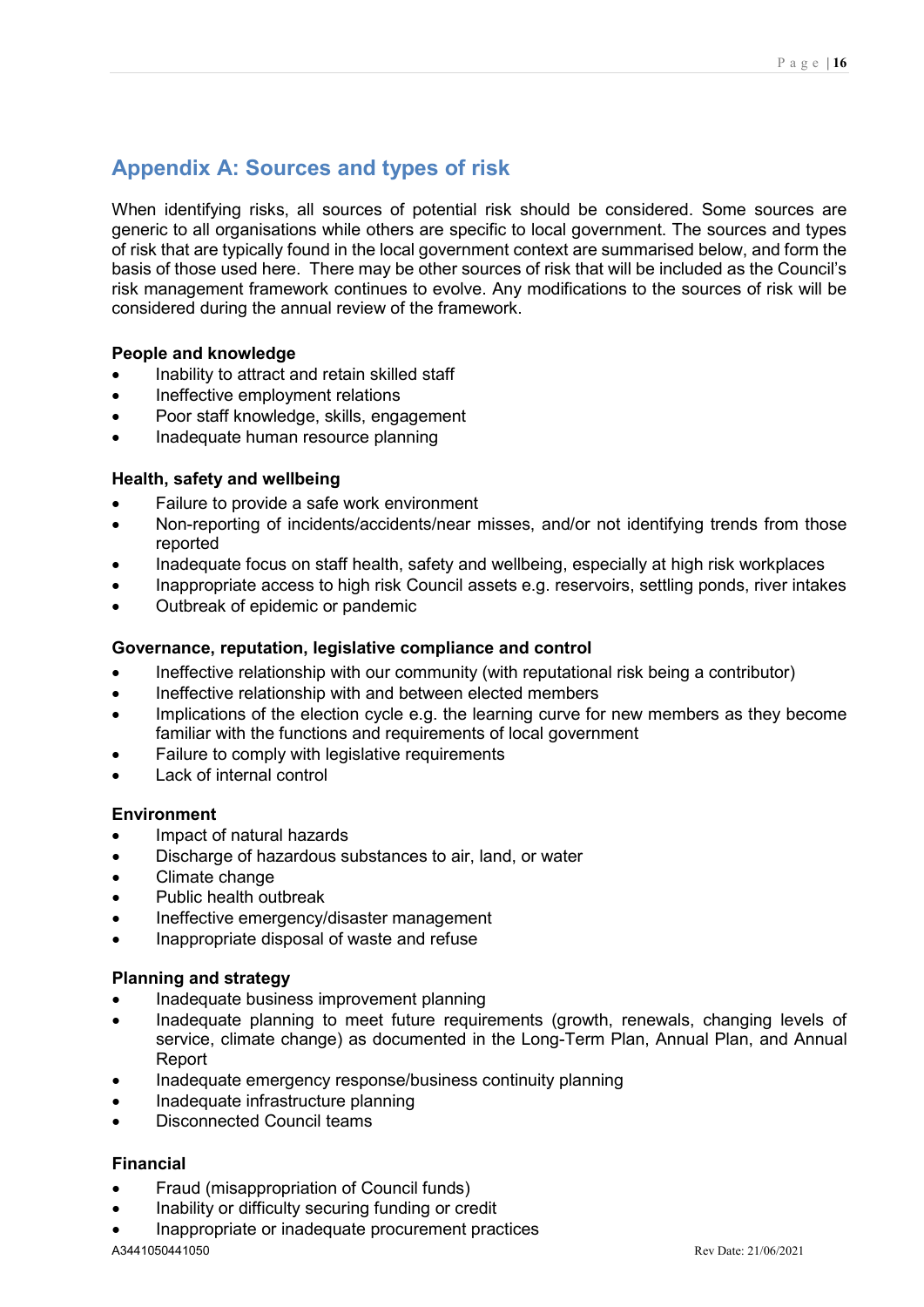## Appendix A: Sources and types of risk

When identifying risks, all sources of potential risk should be considered. Some sources are generic to all organisations while others are specific to local government. The sources and types of risk that are typically found in the local government context are summarised below, and form the basis of those used here. There may be other sources of risk that will be included as the Council's risk management framework continues to evolve. Any modifications to the sources of risk will be considered during the annual review of the framework.

**People and knowledge**

- Inability to attract and retain skilled staff
- Ineffective employment relations
- Poor staff knowledge, skills, engagement
- Inadequate human resource planning

**Health, safety and wellbeing**

- Failure to provide a safe work environment
- Non-reporting of incidents/accidents/near misses, and/or not identifying trends from those reported
- Inadequate focus on staff health, safety and wellbeing, especially at high risk workplaces
- Inappropriate access to high risk Council assets e.g. reservoirs, settling ponds, river intakes
- Outbreak of epidemic or pandemic

**Governance, reputation, legislative compliance and control**

- Ineffective relationship with our community (with reputational risk being a contributor)
- Ineffective relationship with and between elected members
- Implications of the election cycle e.g. the learning curve for new members as they become familiar with the functions and requirements of local government
- Failure to comply with legislative requirements
- Lack of internal control

**Environment**

- Impact of natural hazards
- Discharge of hazardous substances to air, land, or water
- Climate change
- Public health outbreak
- Ineffective emergency/disaster management
- Inappropriate disposal of waste and refuse

**Planning and strategy**

- Inadequate business improvement planning
- Inadequate planning to meet future requirements (growth, renewals, changing levels of service, climate change) as documented in the Long-Term Plan, Annual Plan, and Annual Report
- Inadequate emergency response/business continuity planning
- Inadequate infrastructure planning
- Disconnected Council teams

**Financial**

- Fraud (misappropriation of Council funds)
- Inability or difficulty securing funding or credit
- Inappropriate or inadequate procurement practices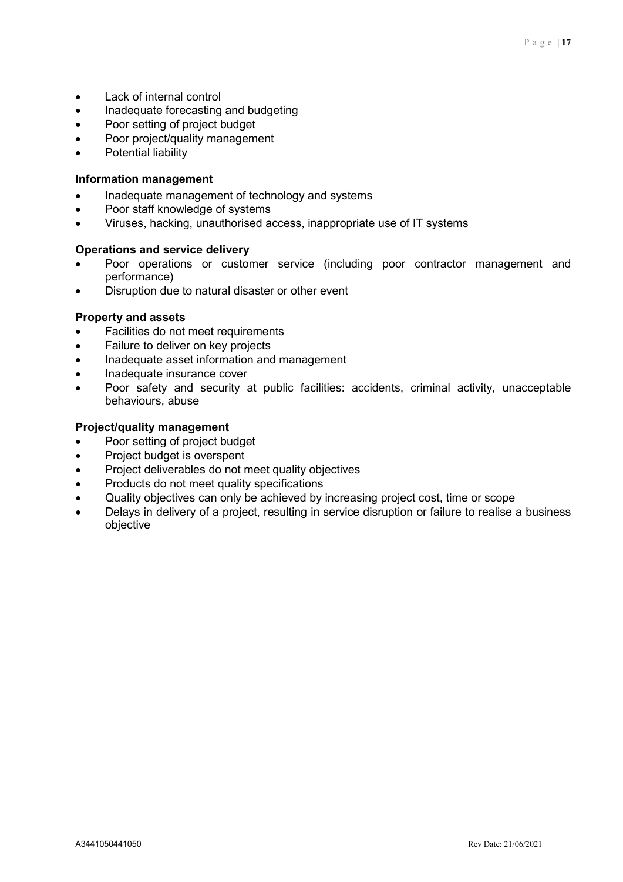- Lack of internal control
- Inadequate forecasting and budgeting
- Poor setting of project budget
- Poor project/quality management
- Potential liability

**Information management**

- Inadequate management of technology and systems
- Poor staff knowledge of systems
- Viruses, hacking, unauthorised access, inappropriate use of IT systems

**Operations and service delivery**

- Poor operations or customer service (including poor contractor management and performance)
- Disruption due to natural disaster or other event

**Property and assets**

- Facilities do not meet requirements
- Failure to deliver on key projects
- Inadequate asset information and management
- Inadequate insurance cover
- Poor safety and security at public facilities: accidents, criminal activity, unacceptable behaviours, abuse

**Project/quality management**

- Poor setting of project budget
- Project budget is overspent
- Project deliverables do not meet quality objectives
- Products do not meet quality specifications
- Quality objectives can only be achieved by increasing project cost, time or scope
- Delays in delivery of a project, resulting in service disruption or failure to realise a business objective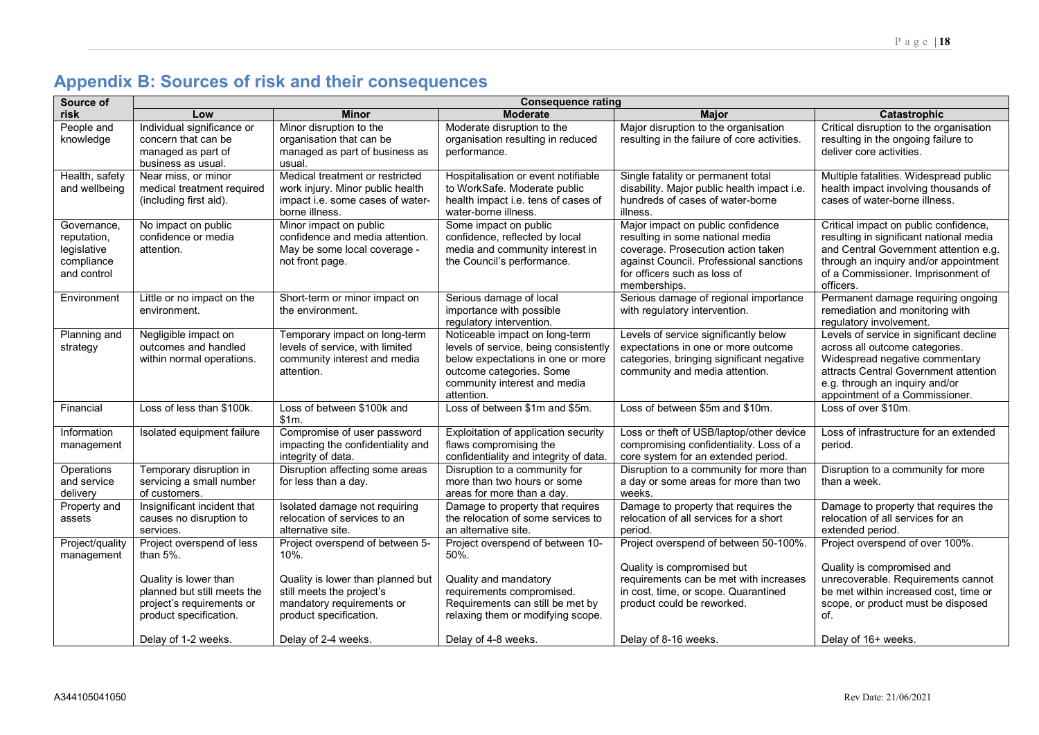## Appendix B: Sources of risk and their consequences

| Source of risk | Consequence rating | | | | |
|---|---|---|---|---|---|
| | **Low** | **Minor** | **Moderate** | **Major** | **Catastrophic** |
| People and knowledge | Individual significance or concern that can be managed as part of business as usual. | Minor disruption to the organisation that can be managed as part of business as usual. | Moderate disruption to the organisation resulting in reduced performance. | Major disruption to the organisation resulting in the failure of core activities. | Critical disruption to the organisation resulting in the ongoing failure to deliver core activities. |
| Health, safety and wellbeing | Near miss, or minor medical treatment required (including first aid). | Medical treatment or restricted work injury. Minor public health impact i.e. some cases of water-borne illness. | Hospitalisation or event notifiable to WorkSafe. Moderate public health impact i.e. tens of cases of water-borne illness. | Single fatality or permanent total disability. Major public health impact i.e. hundreds of cases of water-borne illness. | Multiple fatalities. Widespread public health impact involving thousands of cases of water-borne illness. |
| Governance, reputation, legislative compliance and control | No impact on public confidence or media attention. | Minor impact on public confidence and media attention. May be some local coverage - not front page. | Some impact on public confidence, reflected by local media and community interest in the Council's performance. | Major impact on public confidence resulting in some national media coverage. Prosecution action taken against Council. Professional sanctions for officers such as loss of memberships. | Critical impact on public confidence, resulting in significant national media and Central Government attention e.g. through an inquiry and/or appointment of a Commissioner. Imprisonment of officers. |
| Environment | Little or no impact on the environment. | Short-term or minor impact on the environment. | Serious damage of local importance with possible regulatory intervention. | Serious damage of regional importance with regulatory intervention. | Permanent damage requiring ongoing remediation and monitoring with regulatory involvement. |
| Planning and strategy | Negligible impact on outcomes and handled within normal operations. | Temporary impact on long-term levels of service, with limited community interest and media attention. | Noticeable impact on long-term levels of service, being consistently below expectations in one or more outcome categories. Some community interest and media attention. | Levels of service significantly below expectations in one or more outcome categories, bringing significant negative community and media attention. | Levels of service in significant decline across all outcome categories. Widespread negative commentary attracts Central Government attention e.g. through an inquiry and/or appointment of a Commissioner. |
| Financial | Loss of less than $100k. | Loss of between $100k and $1m. | Loss of between $1m and $5m. | Loss of between $5m and $10m. | Loss of over $10m. |
| Information management | Isolated equipment failure | Compromise of user password impacting the confidentiality and integrity of data. | Exploitation of application security flaws compromising the confidentiality and integrity of data. | Loss or theft of USB/laptop/other device compromising confidentiality. Loss of a core system for an extended period. | Loss of infrastructure for an extended period. |
| Operations and service delivery | Temporary disruption in servicing a small number of customers. | Disruption affecting some areas for less than a day. | Disruption to a community for more than two hours or some areas for more than a day. | Disruption to a community for more than a day or some areas for more than two weeks. | Disruption to a community for more than a week. |
| Property and assets | Insignificant incident that causes no disruption to services. | Isolated damage not requiring relocation of services to an alternative site. | Damage to property that requires the relocation of some services to an alternative site. | Damage to property that requires the relocation of all services for a short period. | Damage to property that requires the relocation of all services for an extended period. |
| Project/quality management | Project overspend of less than 5%.<br><br>Quality is lower than planned but still meets the project's requirements or product specification.<br><br>Delay of 1-2 weeks. | Project overspend of between 5-10%.<br><br>Quality is lower than planned but still meets the project's mandatory requirements or product specification.<br><br>Delay of 2-4 weeks. | Project overspend of between 10-50%.<br><br>Quality and mandatory requirements compromised. Requirements can still be met by relaxing them or modifying scope.<br><br>Delay of 4-8 weeks. | Project overspend of between 50-100%.<br><br>Quality is compromised but requirements can be met with increases in cost, time, or scope. Quarantined product could be reworked.<br><br>Delay of 8-16 weeks. | Project overspend of over 100%.<br><br>Quality is compromised and unrecoverable. Requirements cannot be met within increased cost, time or scope, or product must be disposed of.<br><br>Delay of 16+ weeks. |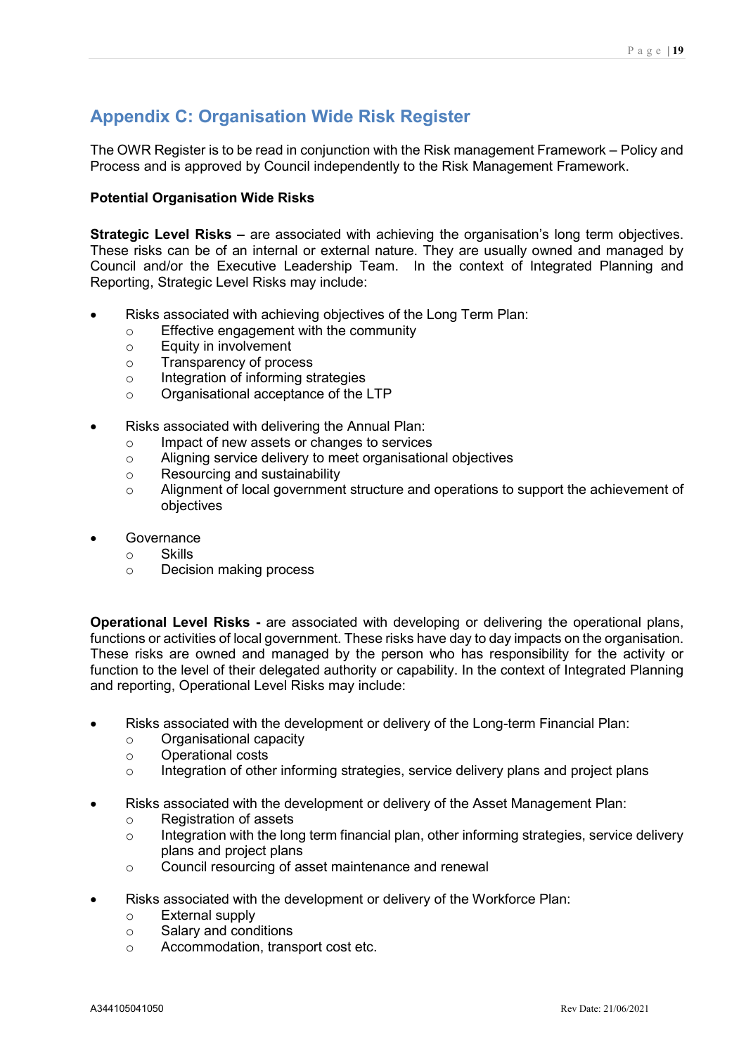## Appendix C: Organisation Wide Risk Register

The OWR Register is to be read in conjunction with the Risk management Framework – Policy and Process and is approved by Council independently to the Risk Management Framework.

**Potential Organisation Wide Risks**

**Strategic Level Risks –** are associated with achieving the organisation's long term objectives. These risks can be of an internal or external nature. They are usually owned and managed by Council and/or the Executive Leadership Team. In the context of Integrated Planning and Reporting, Strategic Level Risks may include:

- Risks associated with achieving objectives of the Long Term Plan:
  - Effective engagement with the community
  - Equity in involvement
  - Transparency of process
  - Integration of informing strategies
  - Organisational acceptance of the LTP
- Risks associated with delivering the Annual Plan:
  - Impact of new assets or changes to services
  - Aligning service delivery to meet organisational objectives
  - Resourcing and sustainability
  - Alignment of local government structure and operations to support the achievement of objectives
- Governance
  - Skills
  - Decision making process

**Operational Level Risks -** are associated with developing or delivering the operational plans, functions or activities of local government. These risks have day to day impacts on the organisation. These risks are owned and managed by the person who has responsibility for the activity or function to the level of their delegated authority or capability. In the context of Integrated Planning and reporting, Operational Level Risks may include:

- Risks associated with the development or delivery of the Long-term Financial Plan:
  - Organisational capacity
  - Operational costs
  - Integration of other informing strategies, service delivery plans and project plans
- Risks associated with the development or delivery of the Asset Management Plan:
  - Registration of assets
  - Integration with the long term financial plan, other informing strategies, service delivery plans and project plans
  - Council resourcing of asset maintenance and renewal
- Risks associated with the development or delivery of the Workforce Plan:
  - External supply
  - Salary and conditions
  - Accommodation, transport cost etc.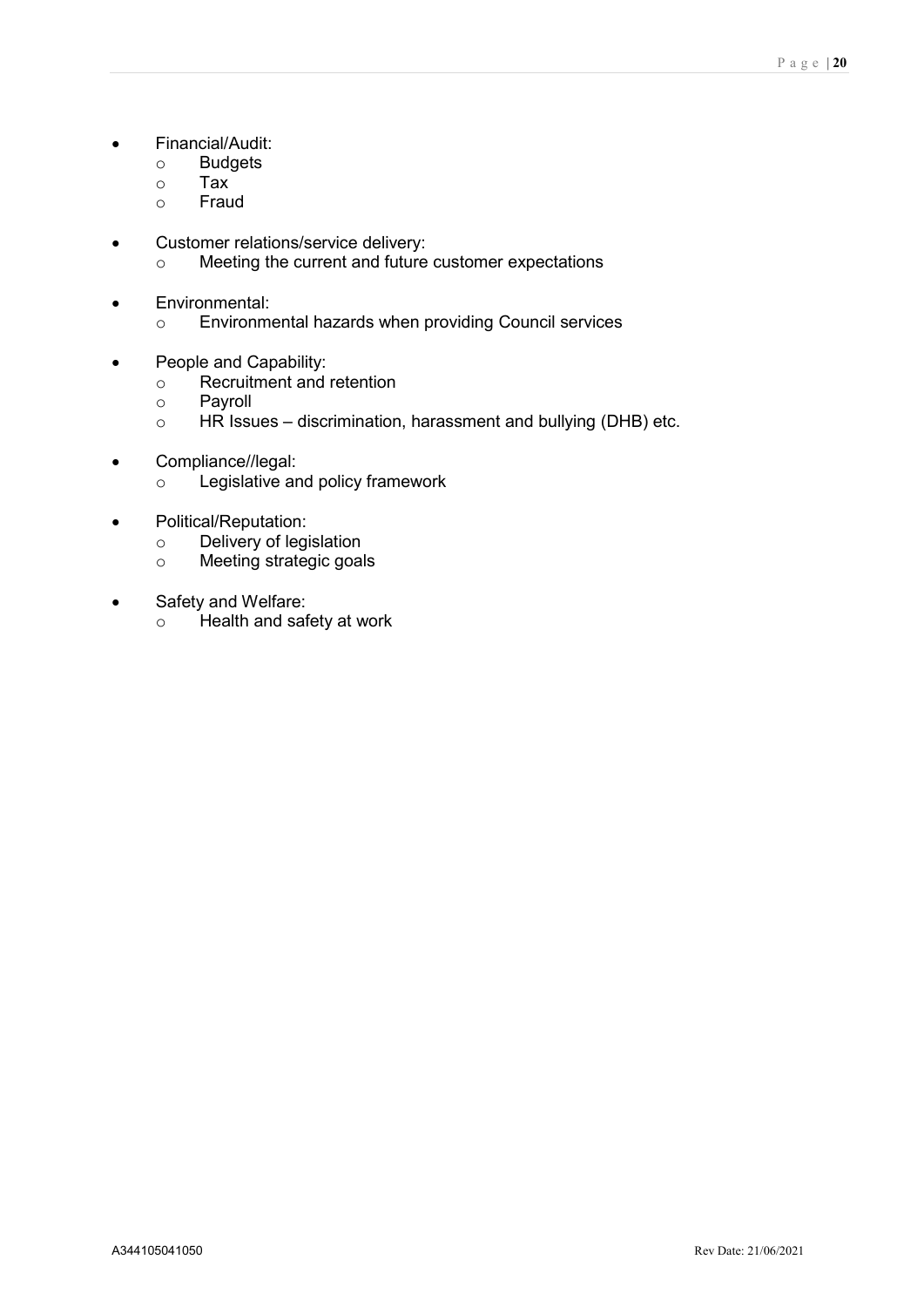- Financial/Audit:
  - Budgets
  - Tax
  - Fraud

- Customer relations/service delivery:
  - Meeting the current and future customer expectations

- Environmental:
  - Environmental hazards when providing Council services

- People and Capability:
  - Recruitment and retention
  - Payroll
  - HR Issues – discrimination, harassment and bullying (DHB) etc.

- Compliance//legal:
  - Legislative and policy framework

- Political/Reputation:
  - Delivery of legislation
  - Meeting strategic goals

- Safety and Welfare:
  - Health and safety at work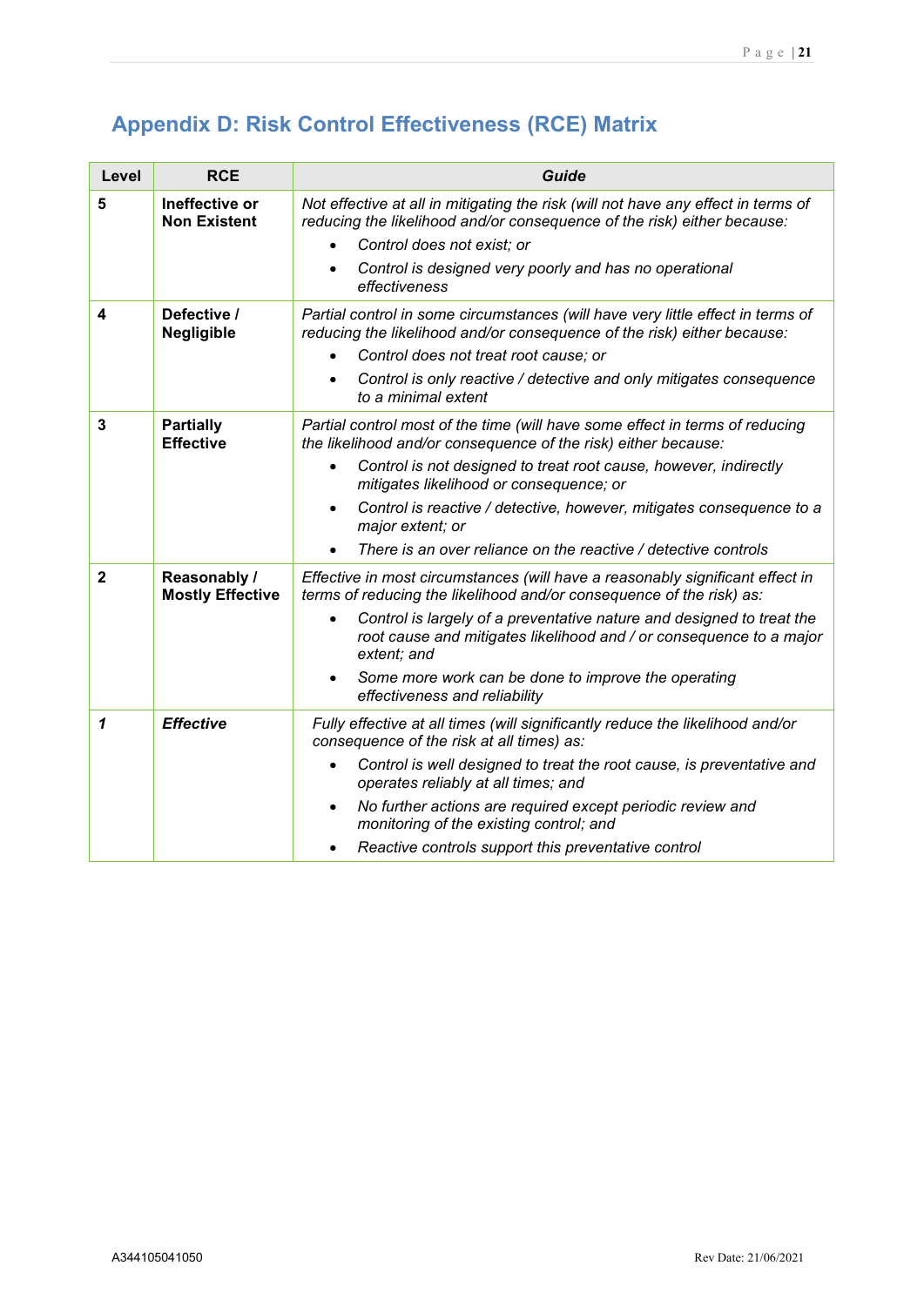## Appendix D: Risk Control Effectiveness (RCE) Matrix

| Level | RCE | *Guide* |
|---|---|---|
| **5** | **Ineffective or Non Existent** | *Not effective at all in mitigating the risk (will not have any effect in terms of reducing the likelihood and/or consequence of the risk) either because:*<br>• *Control does not exist; or*<br>• *Control is designed very poorly and has no operational effectiveness* |
| **4** | **Defective / Negligible** | *Partial control in some circumstances (will have very little effect in terms of reducing the likelihood and/or consequence of the risk) either because:*<br>• *Control does not treat root cause; or*<br>• *Control is only reactive / detective and only mitigates consequence to a minimal extent* |
| **3** | **Partially Effective** | *Partial control most of the time (will have some effect in terms of reducing the likelihood and/or consequence of the risk) either because:*<br>• *Control is not designed to treat root cause, however, indirectly mitigates likelihood or consequence; or*<br>• *Control is reactive / detective, however, mitigates consequence to a major extent; or*<br>• *There is an over reliance on the reactive / detective controls* |
| **2** | **Reasonably / Mostly Effective** | *Effective in most circumstances (will have a reasonably significant effect in terms of reducing the likelihood and/or consequence of the risk) as:*<br>• *Control is largely of a preventative nature and designed to treat the root cause and mitigates likelihood and / or consequence to a major extent; and*<br>• *Some more work can be done to improve the operating effectiveness and reliability* |
| ***1*** | ***Effective*** | *Fully effective at all times (will significantly reduce the likelihood and/or consequence of the risk at all times) as:*<br>• *Control is well designed to treat the root cause, is preventative and operates reliably at all times; and*<br>• *No further actions are required except periodic review and monitoring of the existing control; and*<br>• *Reactive controls support this preventative control* |

A344105041050

Rev Date: 21/06/2021